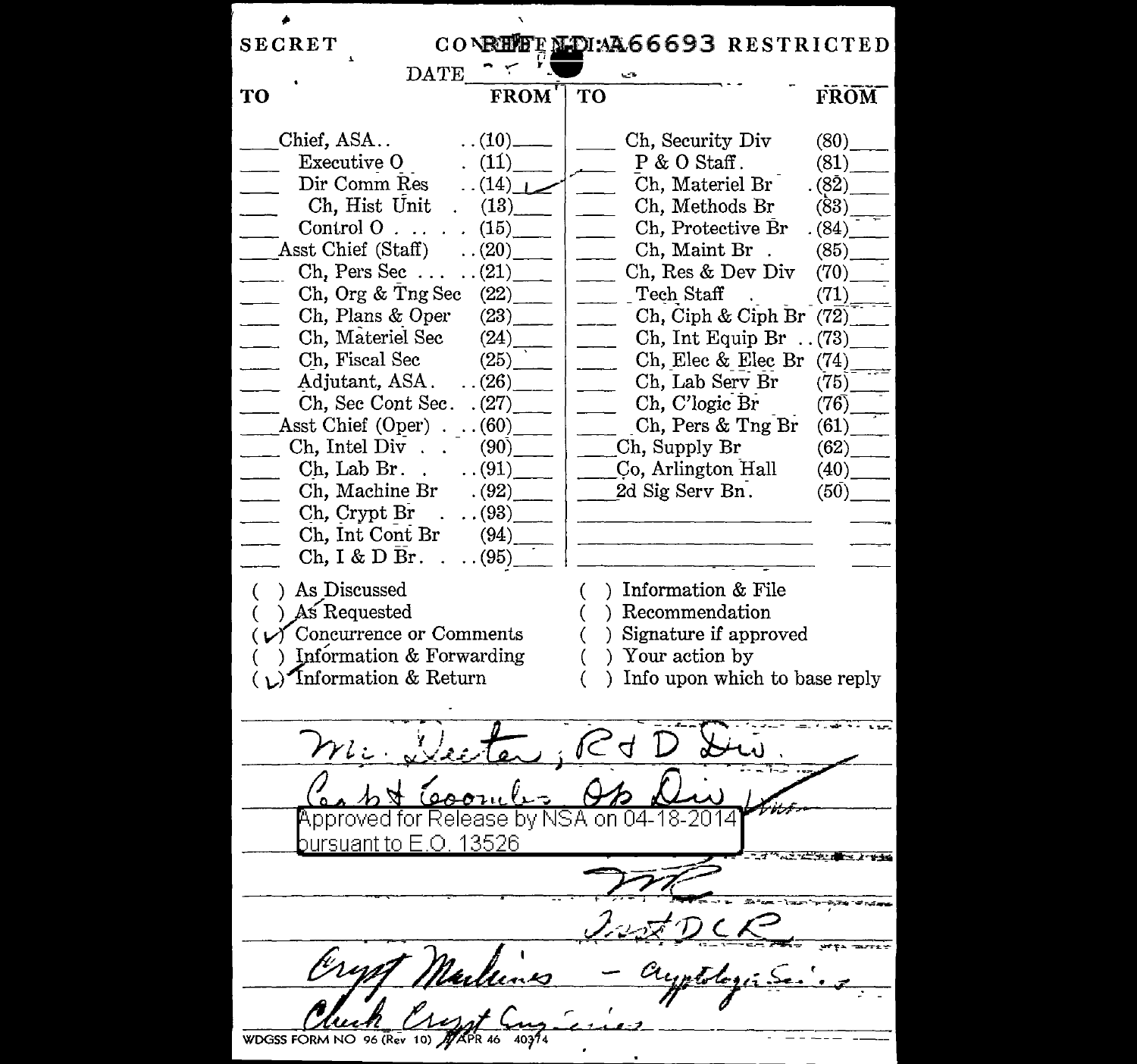SECRET CONFIDENTIAL RESTRICTED

REF ID:A66693

DATE

| TO | | FROM | TO | | FROM |
|---|---|---|---|---|---|
| | Chief, ASA.. | ..(10) | | Ch, Security Div | (80) |
| | Executive O | . (11) | | P & O Staff. | (81) |
| | Dir Comm Res | ..(14) ✓ | | Ch, Materiel Br | . (82) |
| | Ch, Hist Unit . | (13) | | Ch, Methods Br | (83) |
| | Control O . . . . . | (15) | | Ch, Protective Br | . (84) |
| | Asst Chief (Staff) | ..(20) | | Ch, Maint Br . | (85) |
| | Ch, Pers Sec . . . | ..(21) | | Ch, Res & Dev Div | (70) |
| | Ch, Org & Tng Sec | (22) | | Tech Staff . | (71) |
| | Ch, Plans & Oper | (23) | | Ch, Ciph & Ciph Br | (72) |
| | Ch, Materiel Sec | (24) | | Ch, Int Equip Br .. | (73) |
| | Ch, Fiscal Sec | (25) | | Ch, Elec & Elec Br | (74) |
| | Adjutant, ASA. | ..(26) | | Ch, Lab Serv Br | (75) |
| | Ch, Sec Cont Sec. | . (27) | | Ch, C'logic Br | (76) |
| | Asst Chief (Oper) . | ..(60) | | Ch, Pers & Tng Br | (61) |
| | Ch, Intel Div . . | (90) | | Ch, Supply Br | (62) |
| | Ch, Lab Br. . | ..(91) | | Co, Arlington Hall | (40) |
| | Ch, Machine Br | . (92) | | 2d Sig Serv Bn. | (50) |
| | Ch, Crypt Br . | ..(93) | | | |
| | Ch, Int Cont Br | (94) | | | |
| | Ch, I & D Br. . | ..(95) | | | |

( ) As Discussed
( ) As Requested
(✓) Concurrence or Comments
( ) Information & Forwarding
(✓) Information & Return

( ) Information & File
( ) Recommendation
( ) Signature if approved
( ) Your action by
( ) Info upon which to base reply

Mr. Dexter, R & D Div.

Capt Coombs Op Div

Approved for Release by NSA on 04-18-2014 pursuant to E.O. 13526

Inst DCR

Crypt Machines - Cryptologic Sec's

Check Crypt Engineers

WDGSS FORM NO 96 (Rev 10) APR 46 40374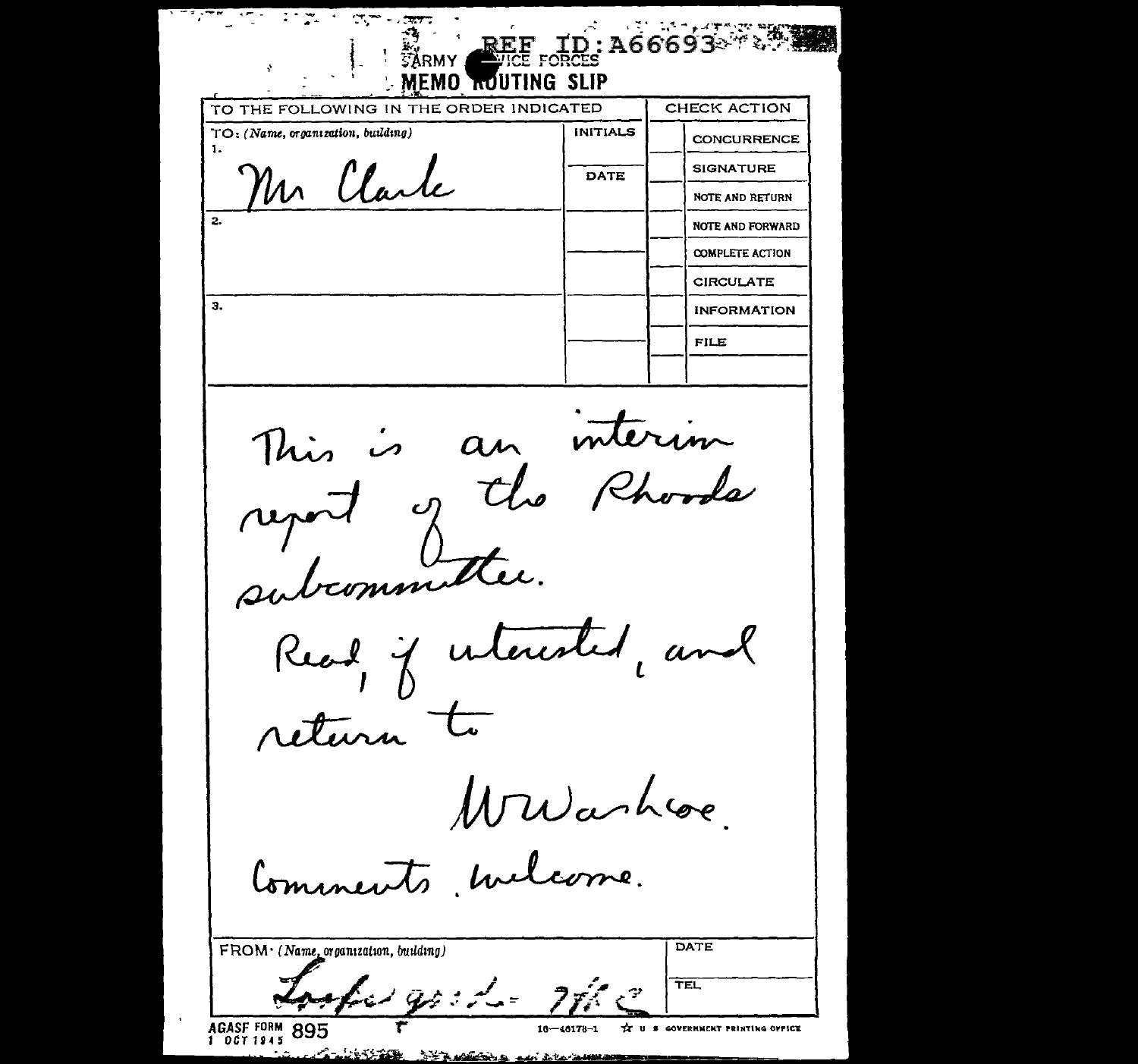REF ID:A66693

ARMY SERVICE FORCES
# MEMO ROUTING SLIP

| TO THE FOLLOWING IN THE ORDER INDICATED | | CHECK ACTION | |
|---|---|---|---|
| TO: (Name, organization, building) | INITIALS | | CONCURRENCE |
| 1. Mr Clark | DATE | | SIGNATURE |
| | | | NOTE AND RETURN |
| 2. | | | NOTE AND FORWARD |
| | | | COMPLETE ACTION |
| | | | CIRCULATE |
| 3. | | | INFORMATION |
| | | | FILE |

This is an interim report of the Rhoads subcommittee.

Read, if interested, and return to

WWashcoe.

Comments welcome.

| FROM: (Name, organization, building) | DATE |
|---|---|
| | TEL |

AGASF FORM 895
1 OCT 1945

16—40178-1 ☆ U S GOVERNMENT PRINTING OFFICE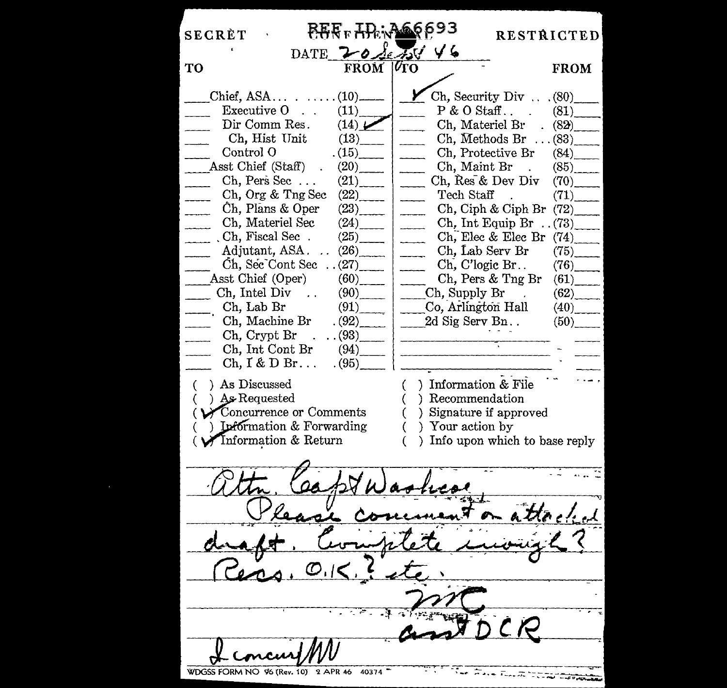SECRET REF ID:A66693 CONFIDENTIAL RESTRICTED

DATE 20 Sept 46

| TO | | FROM | TO | | FROM |
|---|---|---|---|---|---|
| | Chief, ASA . . . . . . . . . | (10) | ✓ | Ch, Security Div . . . | (80) |
| | Executive O . . | (11) | | P & O Staff . . . | (81) |
| | Dir Comm Res. | (14) ✓ | | Ch, Materiel Br . | (82) |
| | Ch, Hist Unit | (13) | | Ch, Methods Br . . . | (83) |
| | Control O | (15) | | Ch, Protective Br | (84) |
| | Asst Chief (Staff) . | (20) | | Ch, Maint Br . | (85) |
| | Ch, Pers Sec . . . | (21) | | Ch, Res & Dev Div | (70) |
| | Ch, Org & Tng Sec | (22) | | Tech Staff . | (71) |
| | Ch, Plans & Oper | (23) | | Ch, Ciph & Ciph Br | (72) |
| | Ch, Materiel Sec | (24) | | Ch, Int Equip Br . . | (73) |
| | Ch, Fiscal Sec . | (25) | | Ch, Elec & Elec Br | (74) |
| | Adjutant, ASA. . . | (26) | | Ch, Lab Serv Br | (75) |
| | Ch, Sec Cont Sec . . | (27) | | Ch, C'logic Br. . | (76) |
| | Asst Chief (Oper) | (60) | | Ch, Pers & Tng Br | (61) |
| | Ch, Intel Div . . | (90) | | Ch, Supply Br . | (62) |
| | Ch, Lab Br | (91) | | Co, Arlington Hall | (40) |
| | Ch, Machine Br | (92) | | 2d Sig Serv Bn. . | (50) |
| | Ch, Crypt Br . . . | (93) | | | |
| | Ch, Int Cont Br | (94) | | | |
| | Ch, I & D Br. . . | (95) | | | |

- ( ) As Discussed
- ( ) As Requested
- (✓) Concurrence or Comments
- ( ) Information & Forwarding
- (✓) Information & Return
- ( ) Information & File
- ( ) Recommendation
- ( ) Signature if approved
- ( ) Your action by
- ( ) Info upon which to base reply

Attn. Capt Washcoe,
Please comment on attached draft. Complete enough? Recs. O.K.? etc.

MC
asst DCR

I concur /MV

WDGSS FORM NO 96 (Rev. 10) 2 APR 46 40374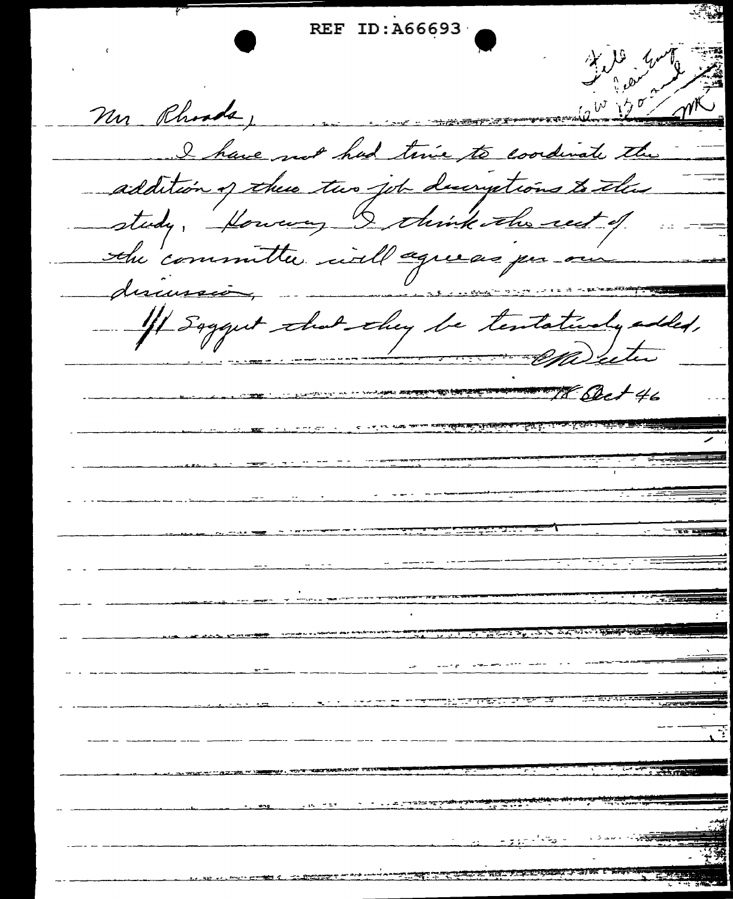REF ID:A66693

File
Gen Eng Board
MK

Mr Rhoads,

I have not had time to coordinate the addition of these two job descriptions to the study. However I think the rest of the committee will agree as per our discussion.

I suggest that they be tentatively added.

[signature]

18 Oct 46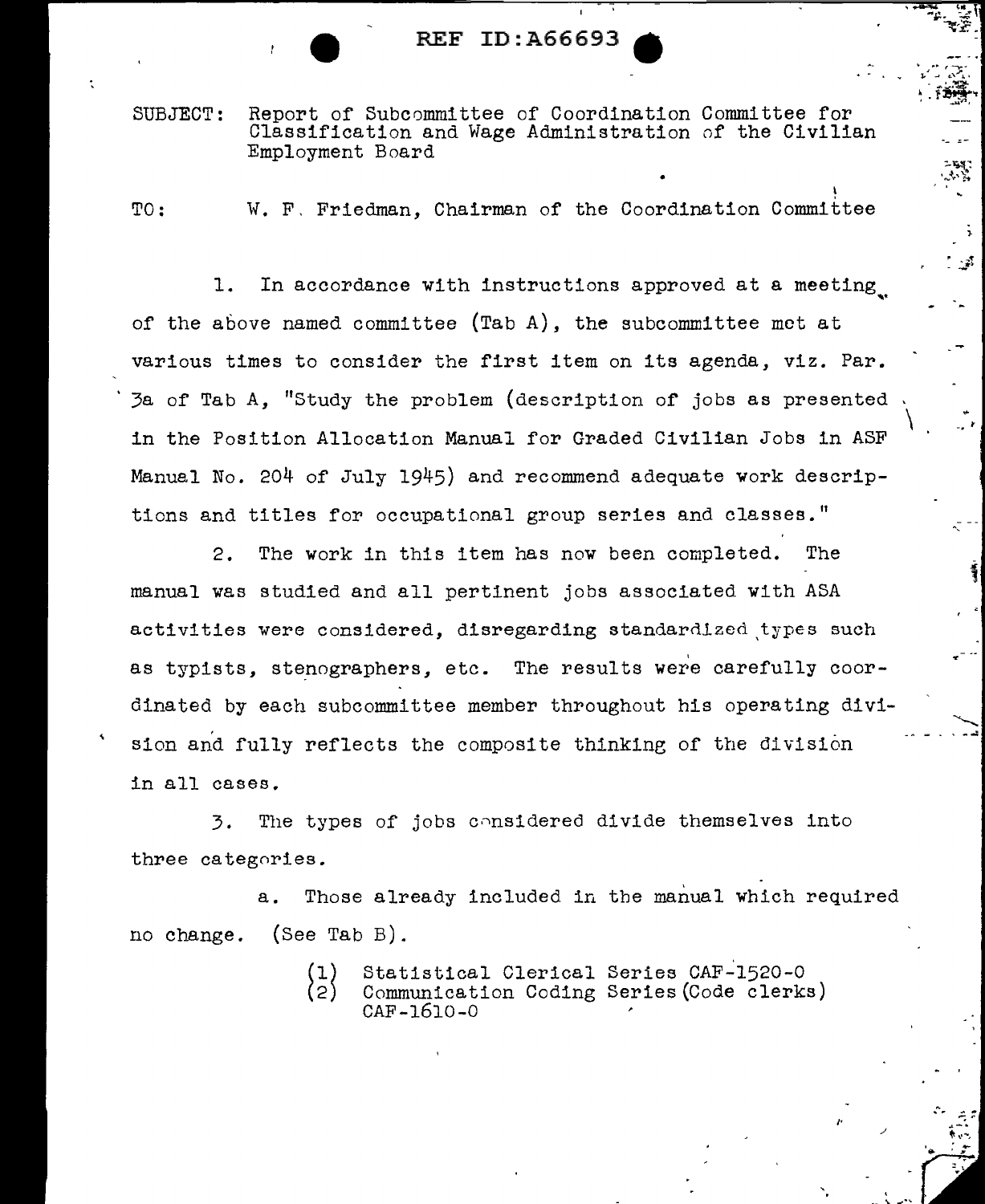SUBJECT: Report of Subcommittee of Coordination Committee for Classification and Wage Administration of the Civilian Employment Board

TO: W. F. Friedman, Chairman of the Coordination Committee

1. In accordance with instructions approved at a meeting of the above named committee (Tab A), the subcommittee met at various times to consider the first item on its agenda, viz. Par. 3a of Tab A, "Study the problem (description of jobs as presented in the Position Allocation Manual for Graded Civilian Jobs in ASF Manual No. 204 of July 1945) and recommend adequate work descriptions and titles for occupational group series and classes."

2. The work in this item has now been completed. The manual was studied and all pertinent jobs associated with ASA activities were considered, disregarding standardized types such as typists, stenographers, etc. The results were carefully coordinated by each subcommittee member throughout his operating division and fully reflects the composite thinking of the division in all cases.

3. The types of jobs considered divide themselves into three categories.

a. Those already included in the manual which required no change. (See Tab B).

(1) Statistical Clerical Series CAF-1520-0
(2) Communication Coding Series (Code clerks) CAF-1610-0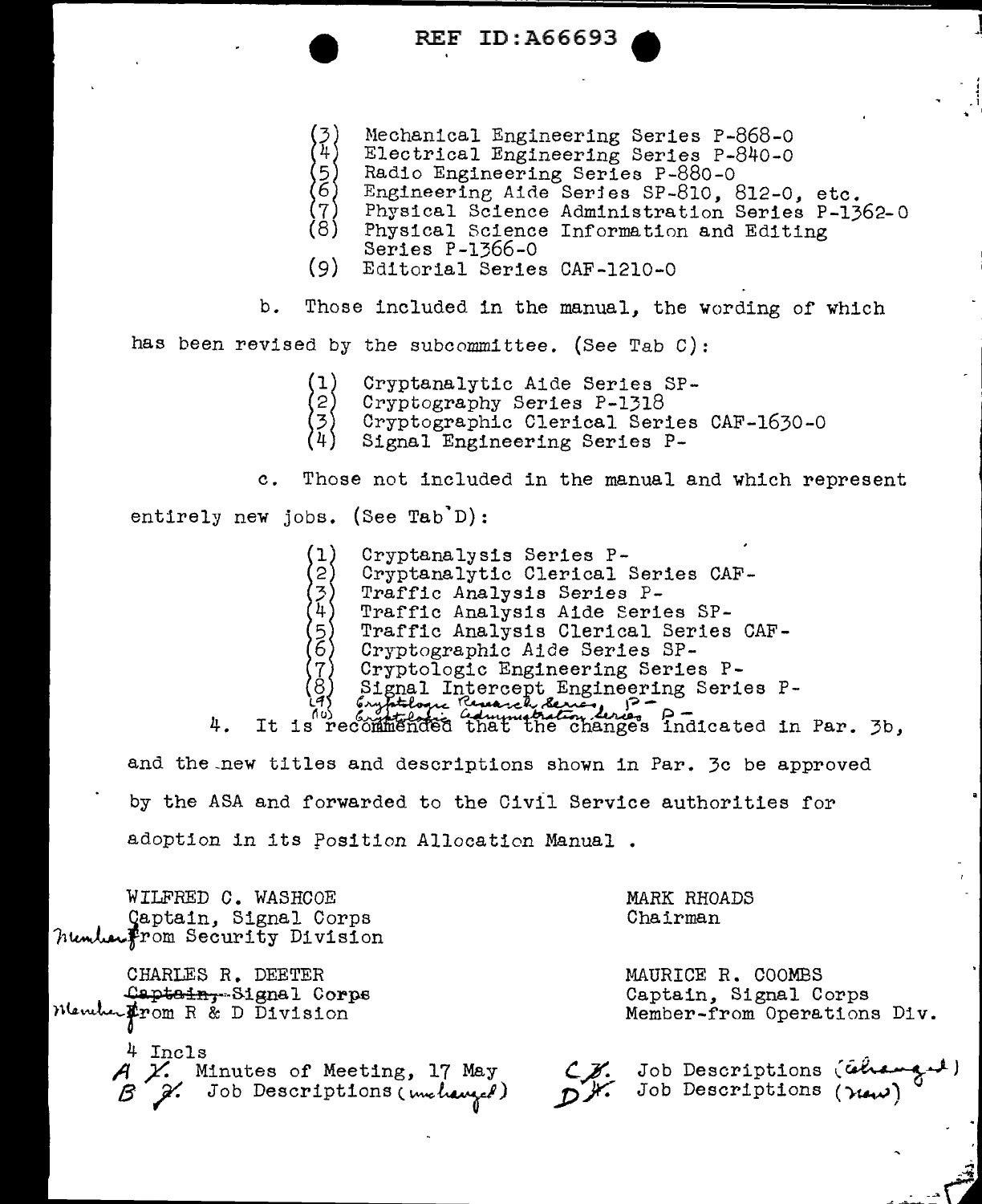(3) Mechanical Engineering Series P-868-0
(4) Electrical Engineering Series P-840-0
(5) Radio Engineering Series P-880-0
(6) Engineering Aide Series SP-810, 812-0, etc.
(7) Physical Science Administration Series P-1362-0
(8) Physical Science Information and Editing Series P-1366-0
(9) Editorial Series CAF-1210-0

b. Those included in the manual, the wording of which has been revised by the subcommittee. (See Tab C):

(1) Cryptanalytic Aide Series SP-
(2) Cryptography Series P-1318
(3) Cryptographic Clerical Series CAF-1630-0
(4) Signal Engineering Series P-

c. Those not included in the manual and which represent entirely new jobs. (See Tab D):

(1) Cryptanalysis Series P-
(2) Cryptanalytic Clerical Series CAF-
(3) Traffic Analysis Series P-
(4) Traffic Analysis Aide Series SP-
(5) Traffic Analysis Clerical Series CAF-
(6) Cryptographic Aide Series SP-
(7) Cryptologic Engineering Series P-
(8) Signal Intercept Engineering Series P-
(9) Cryptologic Research Series, P-
(10) Cryptologic Administration Series P-

4. It is recommended that the changes indicated in Par. 3b, and the new titles and descriptions shown in Par. 3c be approved by the ASA and forwarded to the Civil Service authorities for adoption in its Position Allocation Manual .

WILFRED C. WASHCOE
Captain, Signal Corps
Member from Security Division

MARK RHOADS
Chairman

CHARLES R. DEETER
~~Captain,~~ Signal Corps
Member from R & D Division

MAURICE R. COOMBS
Captain, Signal Corps
Member-from Operations Div.

4 Incls
A ~~1~~. Minutes of Meeting, 17 May
B ~~2~~. Job Descriptions (unchanged)
C ~~3~~. Job Descriptions (changed)
D ~~4~~. Job Descriptions (new)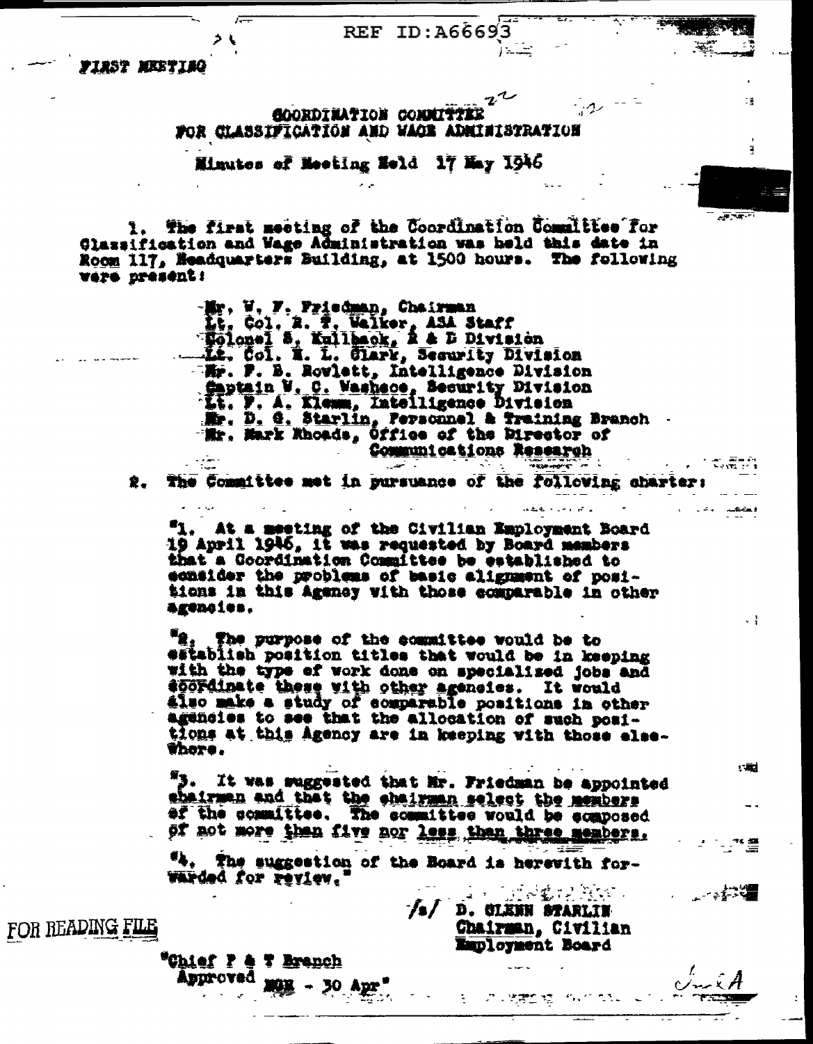FIRST MEETING

COORDINATION COMMITTEE
FOR CLASSIFICATION AND WAGE ADMINISTRATION

Minutes of Meeting Held 17 May 1946

1. The first meeting of the Coordination Committee for Classification and Wage Administration was held this date in Room 117, Headquarters Building, at 1500 hours. The following were present:

Mr. W. F. Friedman, Chairman
Lt. Col. R. T. Walker, ASA Staff
Colonel S. Kullback, R & D Division
Lt. Col. H. L. Clark, Security Division
Mr. F. B. Rowlett, Intelligence Division
Captain W. C. Washcoe, Security Division
Lt. F. A. Klemm, Intelligence Division
Mr. D. G. Starlin, Personnel & Training Branch
Mr. Mark Rhoads, Office of the Director of Communications Research

2. The Committee met in pursuance of the following charter:

"1. At a meeting of the Civilian Employment Board 19 April 1946, it was requested by Board members that a Coordination Committee be established to consider the problems of basic alignment of positions in this Agency with those comparable in other agencies.

"2. The purpose of the committee would be to establish position titles that would be in keeping with the type of work done on specialized jobs and coordinate these with other agencies. It would also make a study of comparable positions in other agencies to see that the allocation of such positions at this Agency are in keeping with those elsewhere.

"3. It was suggested that Mr. Friedman be appointed chairman and that the chairman select the members of the committee. The committee would be composed of not more than five nor less than three members.

"4. The suggestion of the Board is herewith forwarded for review."

/s/ D. GLENN STARLIN
Chairman, Civilian Employment Board

"Chief P & T Branch
Approved MOH - 30 Apr"

FOR READING FILE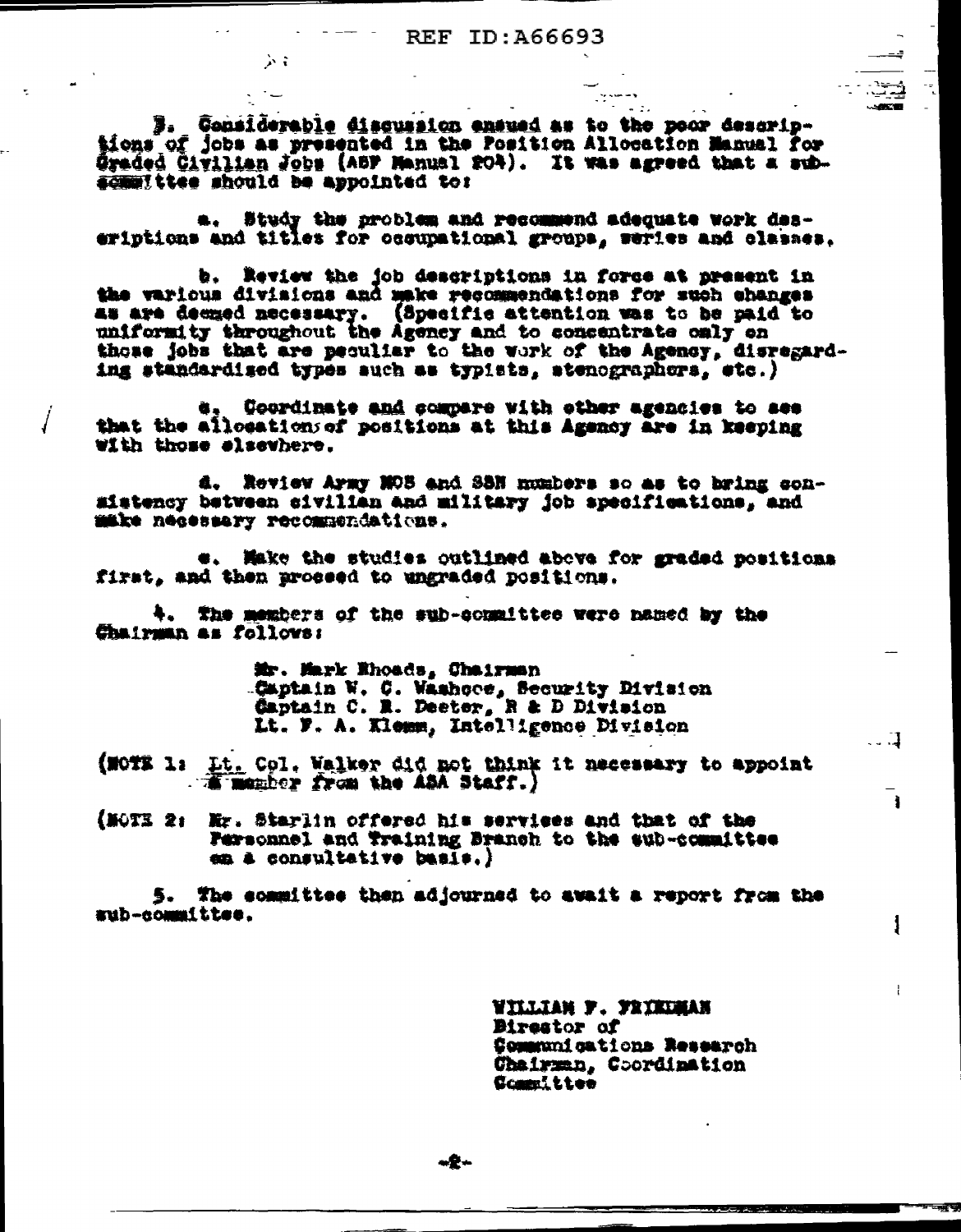3. Considerable discussion ensued as to the poor descriptions of jobs as presented in the Position Allocation Manual for Graded Civilian Jobs (ASF Manual 204). It was agreed that a sub-committee should be appointed to:

a. Study the problem and recommend adequate work descriptions and titles for occupational groups, series and classes.

b. Review the job descriptions in force at present in the various divisions and make recommendations for such changes as are deemed necessary. (Specific attention was to be paid to uniformity throughout the Agency and to concentrate only on those jobs that are peculiar to the work of the Agency, disregarding standardized types such as typists, stenographers, etc.)

c. Coordinate and compare with other agencies to see that the allocations of positions at this Agency are in keeping with those elsewhere.

d. Review Army MOS and SSN numbers so as to bring consistency between civilian and military job specifications, and make necessary recommendations.

e. Make the studies outlined above for graded positions first, and then proceed to ungraded positions.

4. The members of the sub-committee were named by the Chairman as follows:

Mr. Mark Rhoads, Chairman
Captain W. C. Washcoe, Security Division
Captain C. R. Deeter, R & D Division
Lt. F. A. Klemm, Intelligence Division

(NOTE 1: Lt. Col. Walker did not think it necessary to appoint a member from the ASA Staff.)

(NOTE 2: Mr. Starlin offered his services and that of the Personnel and Training Branch to the sub-committee on a consultative basis.)

5. The committee then adjourned to await a report from the sub-committee.

WILLIAM F. FRIEDMAN
Director of
Communications Research
Chairman, Coordination
Committee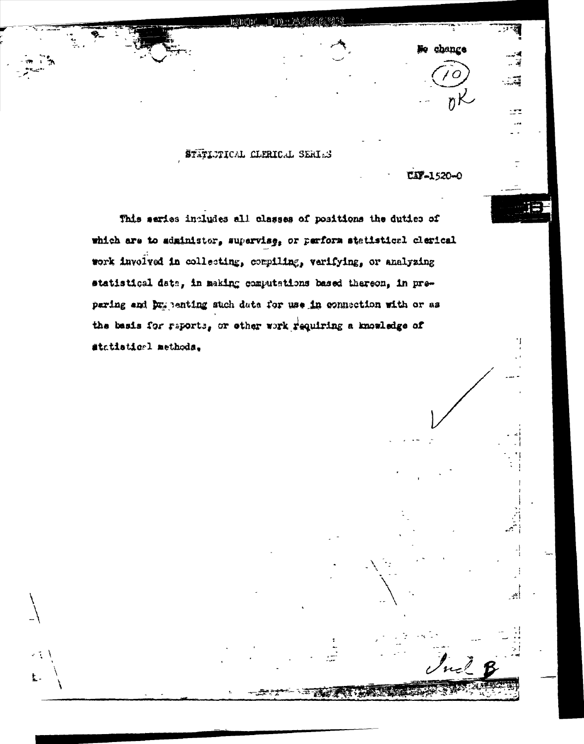No change

(10)

OK

STATISTICAL CLERICAL SERIES

CAF-1520-0

This series includes all classes of positions the duties of which are to administer, supervise, or perform statistical clerical work involved in collecting, compiling, verifying, or analyzing statistical data, in making computations based thereon, in preparing and presenting such data for use in connection with or as the basis for reports, or other work requiring a knowledge of statistical methods.

Incl B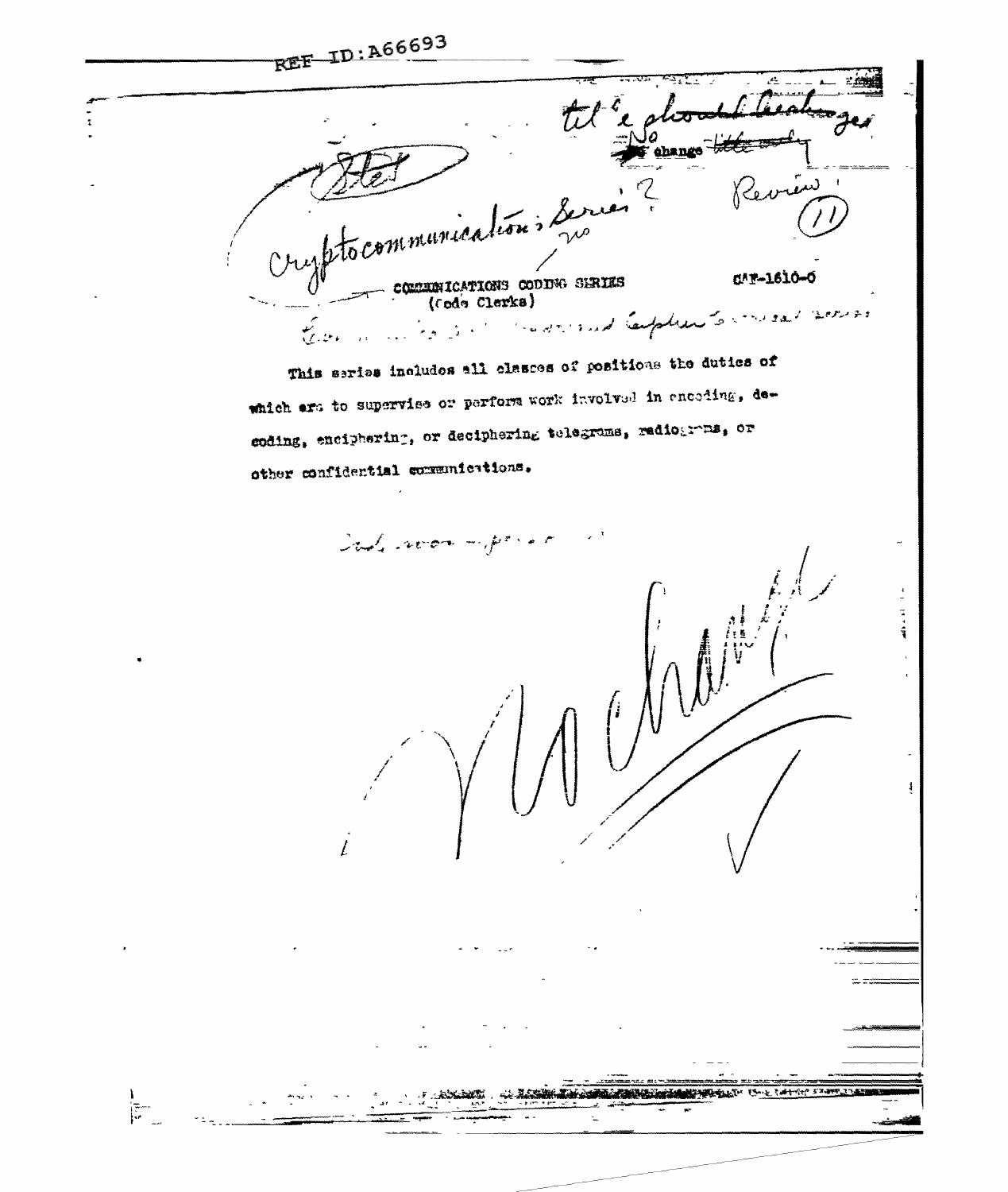REF ID:A66693

Title should be changed
No change title only

Stet

Cryptocommunications Series?
no

Review (11)

COMMUNICATIONS CODING SERIES
(Code Clerks)

CAF-1610-0

This series includes all classes of positions the duties of which are to supervise or perform work involved in encoding, decoding, enciphering, or deciphering telegrams, radiograms, or other confidential communications.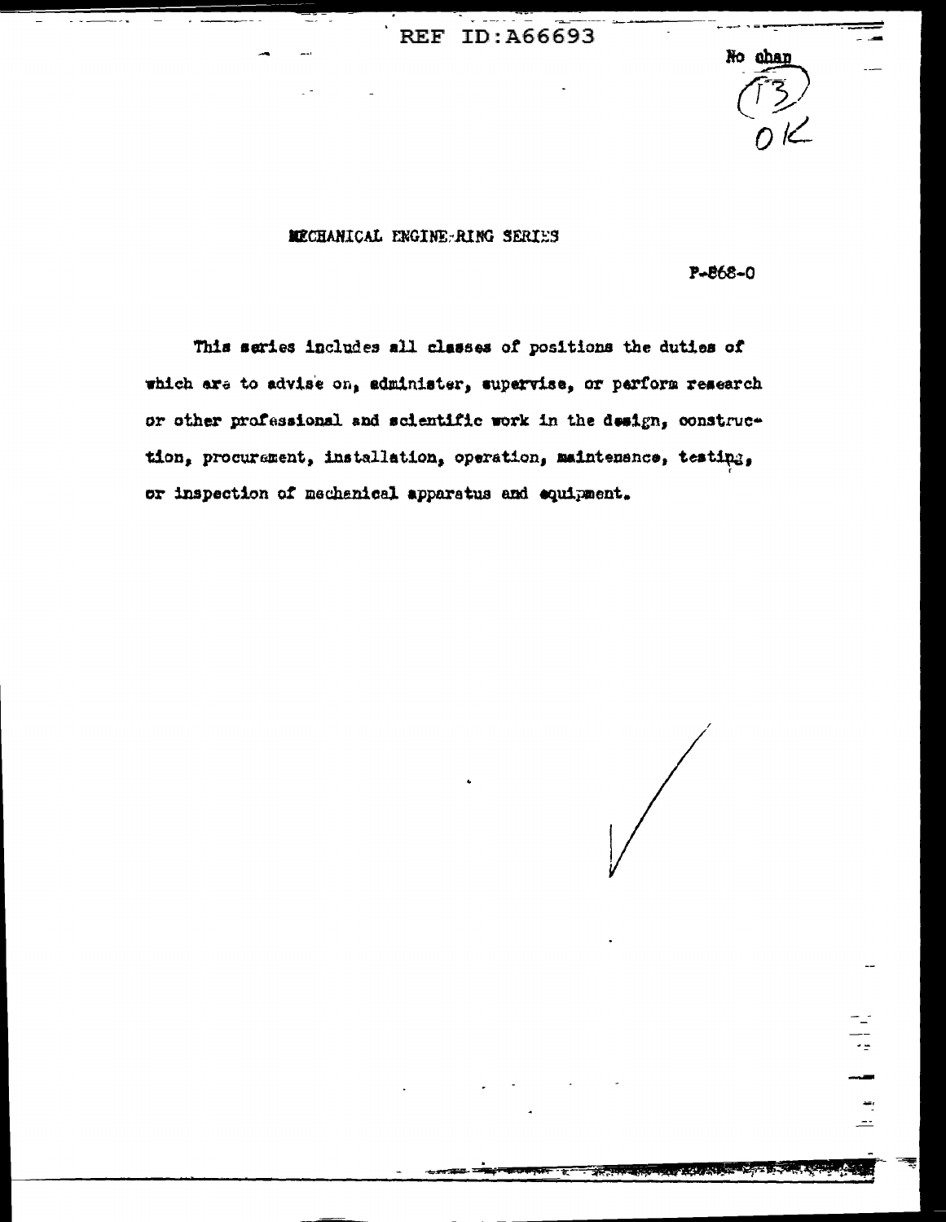No chan

(13) OK

MECHANICAL ENGINEERING SERIES

P-868-0

This series includes all classes of positions the duties of which are to advise on, administer, supervise, or perform research or other professional and scientific work in the design, construction, procurement, installation, operation, maintenance, testing, or inspection of mechanical apparatus and equipment.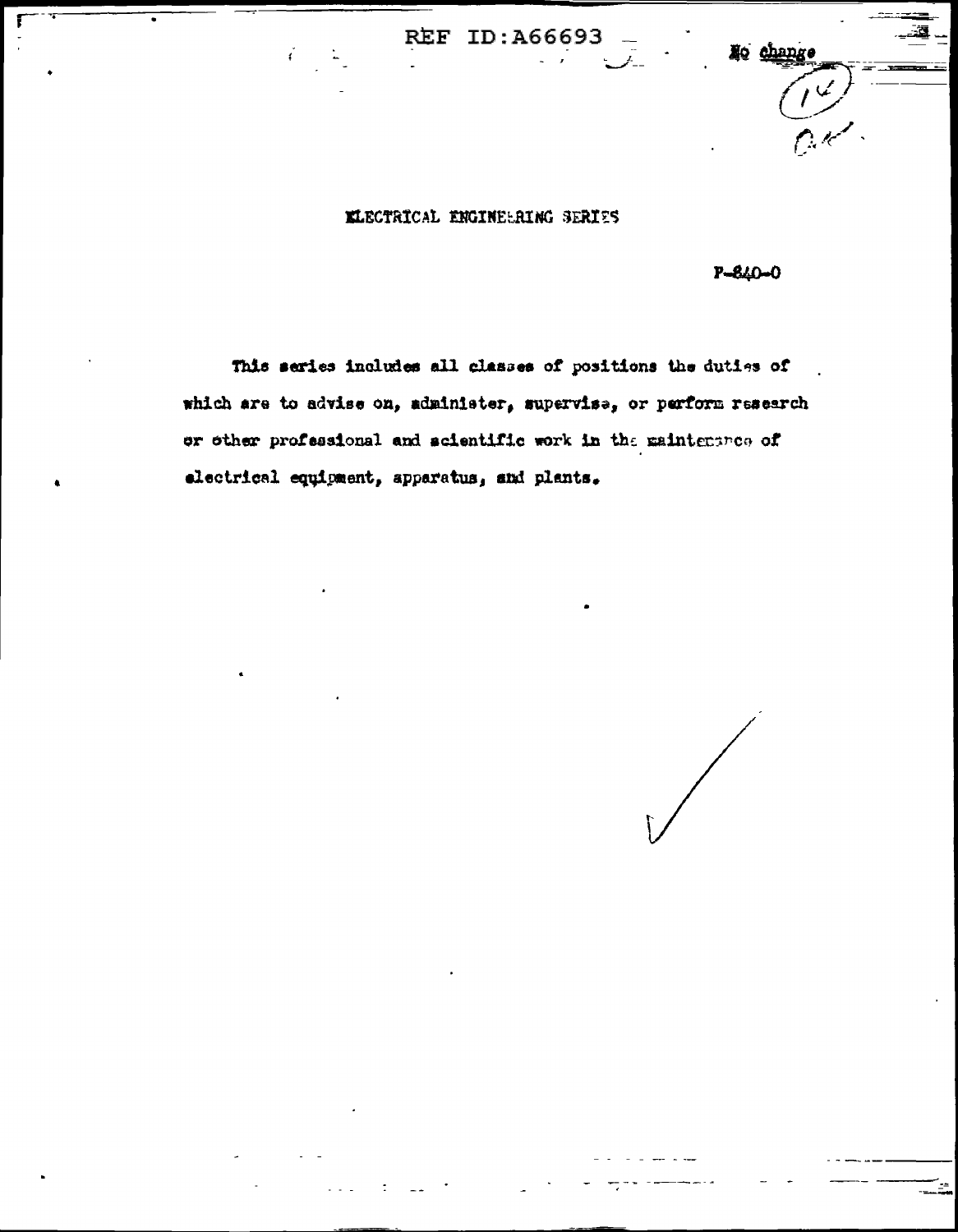No change

# ELECTRICAL ENGINEERING SERIES

P-840-0

This series includes all classes of positions the duties of which are to advise on, administer, supervise, or perform research or other professional and scientific work in the maintenance of electrical equipment, apparatus, and plants.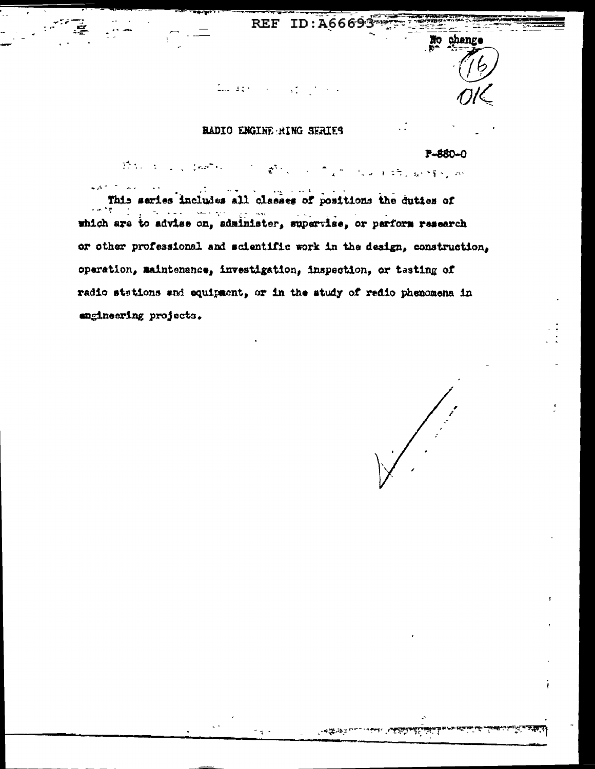No change

(16)

OK

## RADIO ENGINEERING SERIES

P-880-0

This series includes all classes of positions the duties of which are to advise on, administer, supervise, or perform research or other professional and scientific work in the design, construction, operation, maintenance, investigation, inspection, or testing of radio stations and equipment, or in the study of radio phenomena in engineering projects.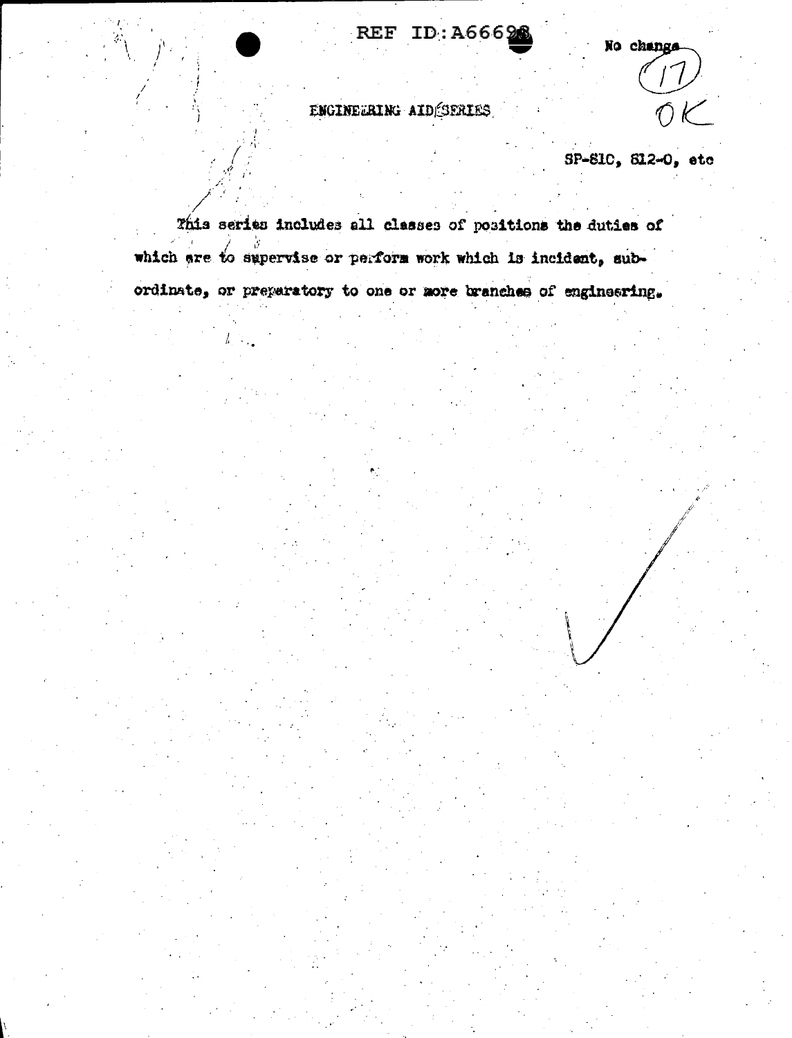REF ID:A66698

No change
(17)
OK

ENGINEERING AID SERIES

SP-81C, 812-0, etc

This series includes all classes of positions the duties of which are to supervise or perform work which is incident, subordinate, or preparatory to one or more branches of engineering.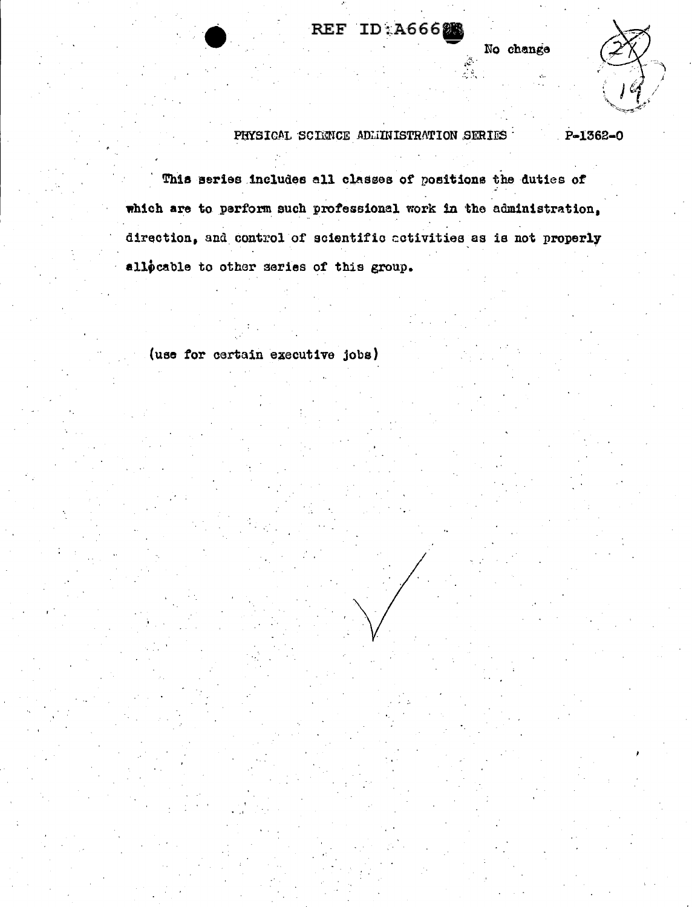REF ID:A666

No change

PHYSICAL SCIENCE ADMINISTRATION SERIES P-1362-0

This series includes all classes of positions the duties of which are to perform such professional work in the administration, direction, and control of scientific activities as is not properly allocable to other series of this group.

(use for certain executive jobs)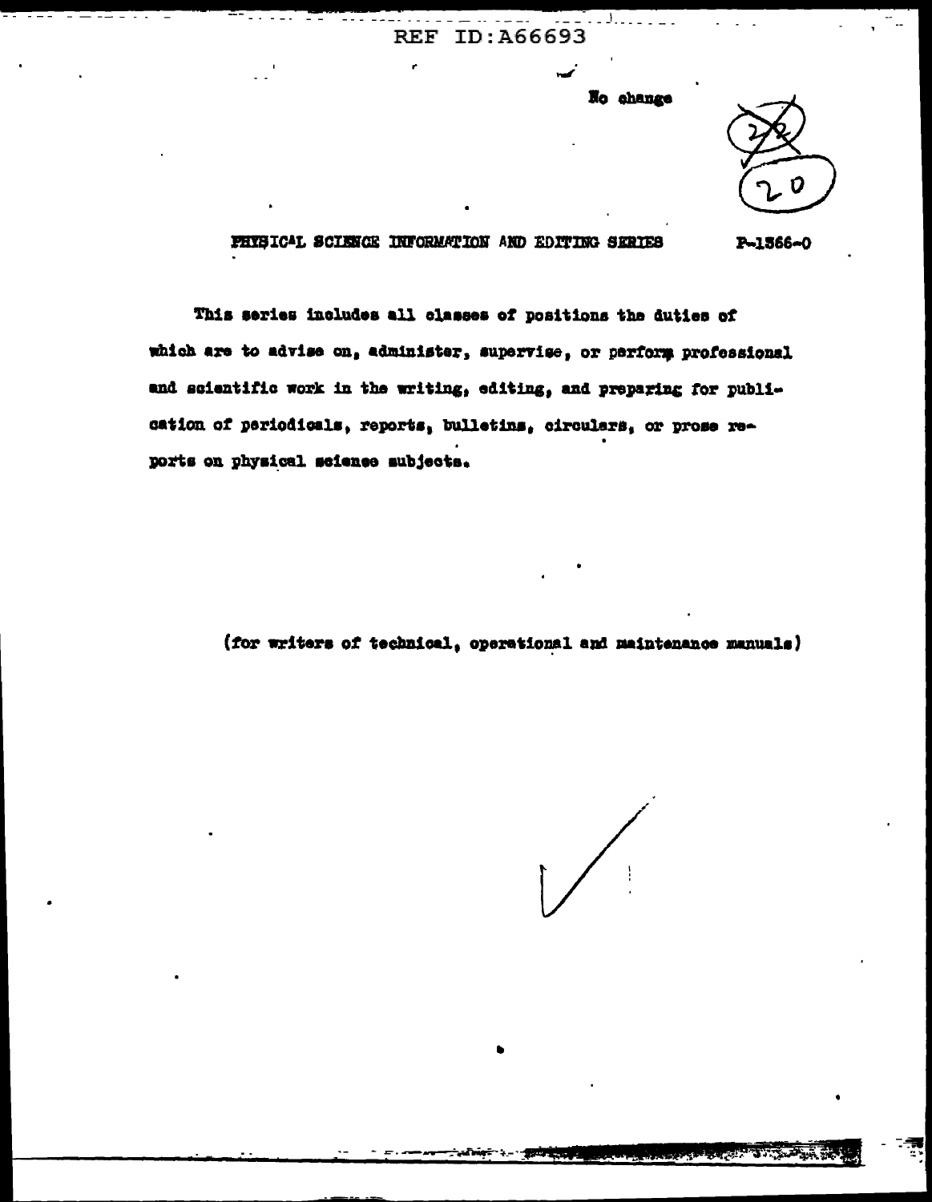No change

22

20

## PHYSICAL SCIENCE INFORMATION AND EDITING SERIES

P-1366-0

This series includes all classes of positions the duties of which are to advise on, administer, supervise, or perform professional and scientific work in the writing, editing, and preparing for publication of periodicals, reports, bulletins, circulars, or prose reports on physical science subjects.

(for writers of technical, operational and maintenance manuals)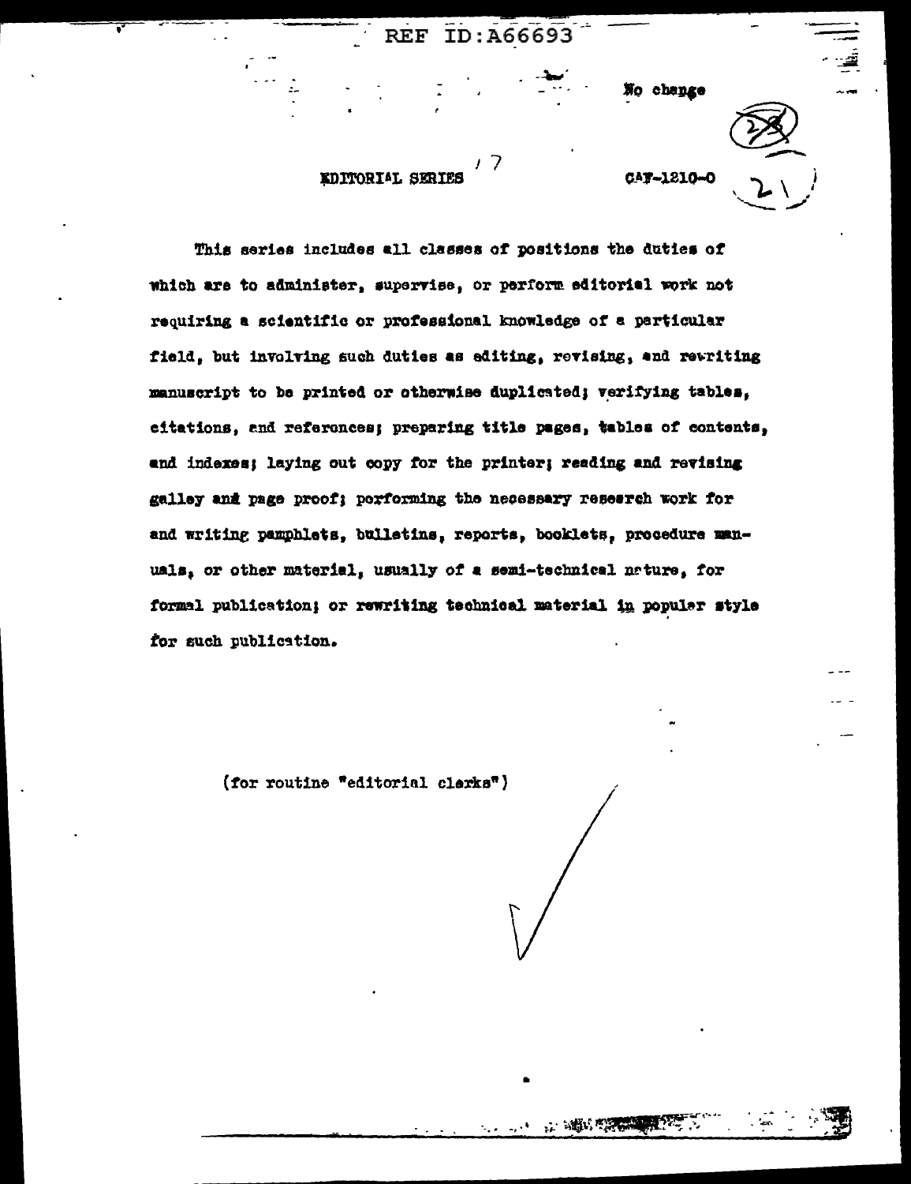No change

EDITORIAL SERIES

CAF-1210-0

This series includes all classes of positions the duties of which are to administer, supervise, or perform editorial work not requiring a scientific or professional knowledge of a particular field, but involving such duties as editing, revising, and rewriting manuscript to be printed or otherwise duplicated; verifying tables, citations, and references; preparing title pages, tables of contents, and indexes; laying out copy for the printer; reading and revising galley and page proof; performing the necessary research work for and writing pamphlets, bulletins, reports, booklets, procedure manuals, or other material, usually of a semi-technical nature, for formal publication; or rewriting technical material in popular style for such publication.

(for routine "editorial clerks")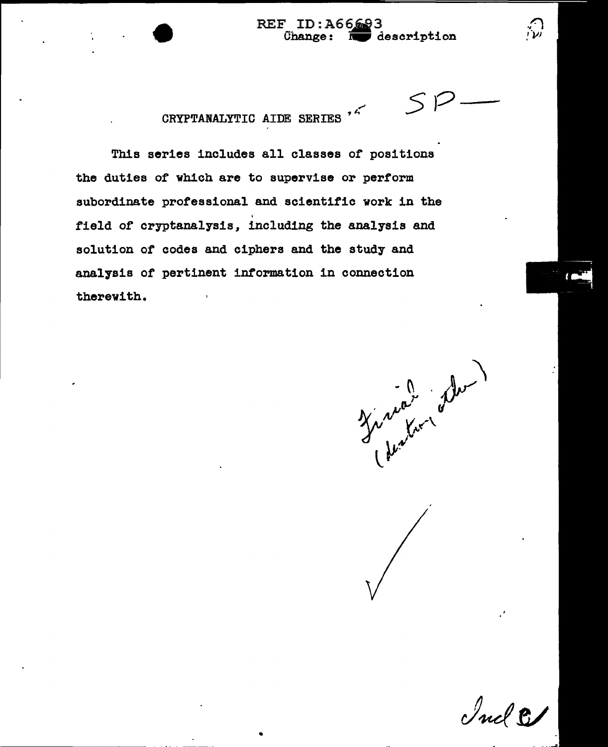Change: description

SP —

## CRYPTANALYTIC AIDE SERIES

This series includes all classes of positions the duties of which are to supervise or perform subordinate professional and scientific work in the field of cryptanalysis, including the analysis and solution of codes and ciphers and the study and analysis of pertinent information in connection therewith.

Incl 8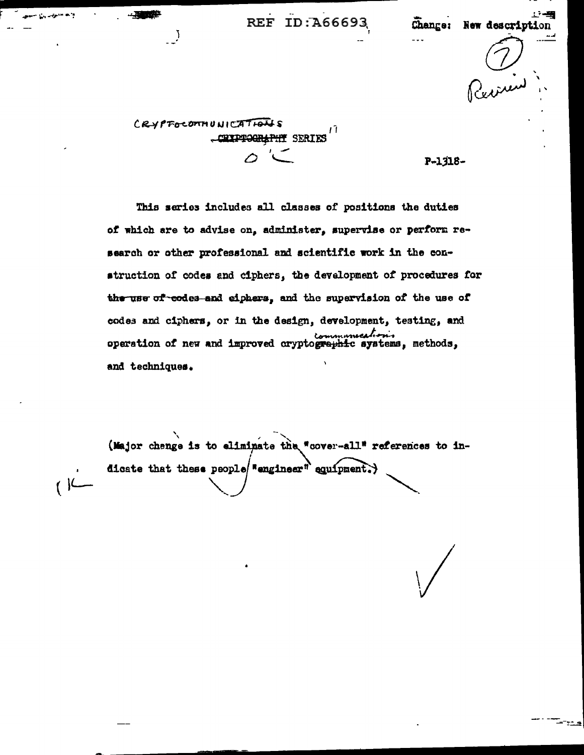REF ID:A66693

Change: New description

CRYPTOCOMMUNICATIONS ~~CRYPTOGRAPHY~~ SERIES

P-1318-

This series includes all classes of positions the duties of which are to advise on, administer, supervise or perform research or other professional and scientific work in the construction of codes and ciphers, the development of procedures for ~~the use of codes and ciphers~~, and the supervision of the use of codes and ciphers, or in the design, development, testing, and operation of new and improved crypto~~graphic~~communications systems, methods, and techniques.

(Major change is to eliminate the "cover-all" references to indicate that these people "engineer" equipment.)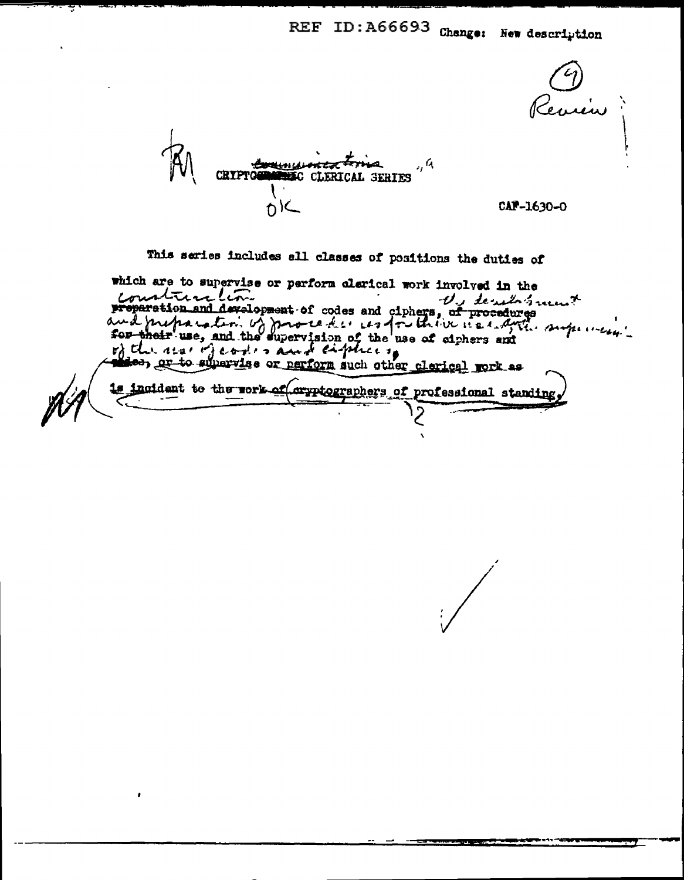REF ID:A66693 Change: New description

(4) Review

CRYPTOGRAPHIC CLERICAL SERIES

CAF-1630-0

This series includes all classes of positions the duties of which are to supervise or perform clerical work involved in the ~~preparation and development~~ construction of codes and ciphers, ~~of procedures for their use, and the supervision of the use of ciphers and codes~~ development and preparation of procedures for their use, and the supervision of the use of codes and ciphers, or to supervise or perform such other clerical work as is incident to the work of cryptographers of professional standing.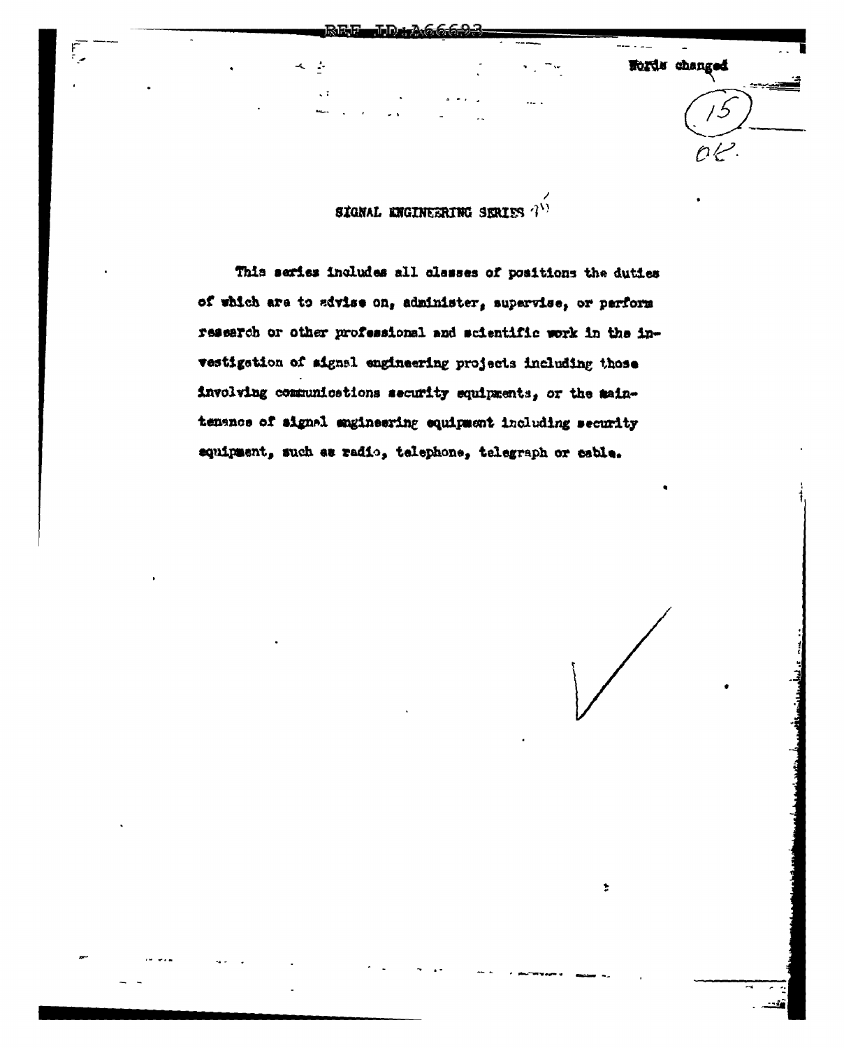Words changed

(15)

OK.

## SIGNAL ENGINEERING SERIES

This series includes all classes of positions the duties of which are to advise on, administer, supervise, or perform research or other professional and scientific work in the investigation of signal engineering projects including those involving communications security equipments, or the maintenance of signal engineering equipment including security equipment, such as radio, telephone, telegraph or cable.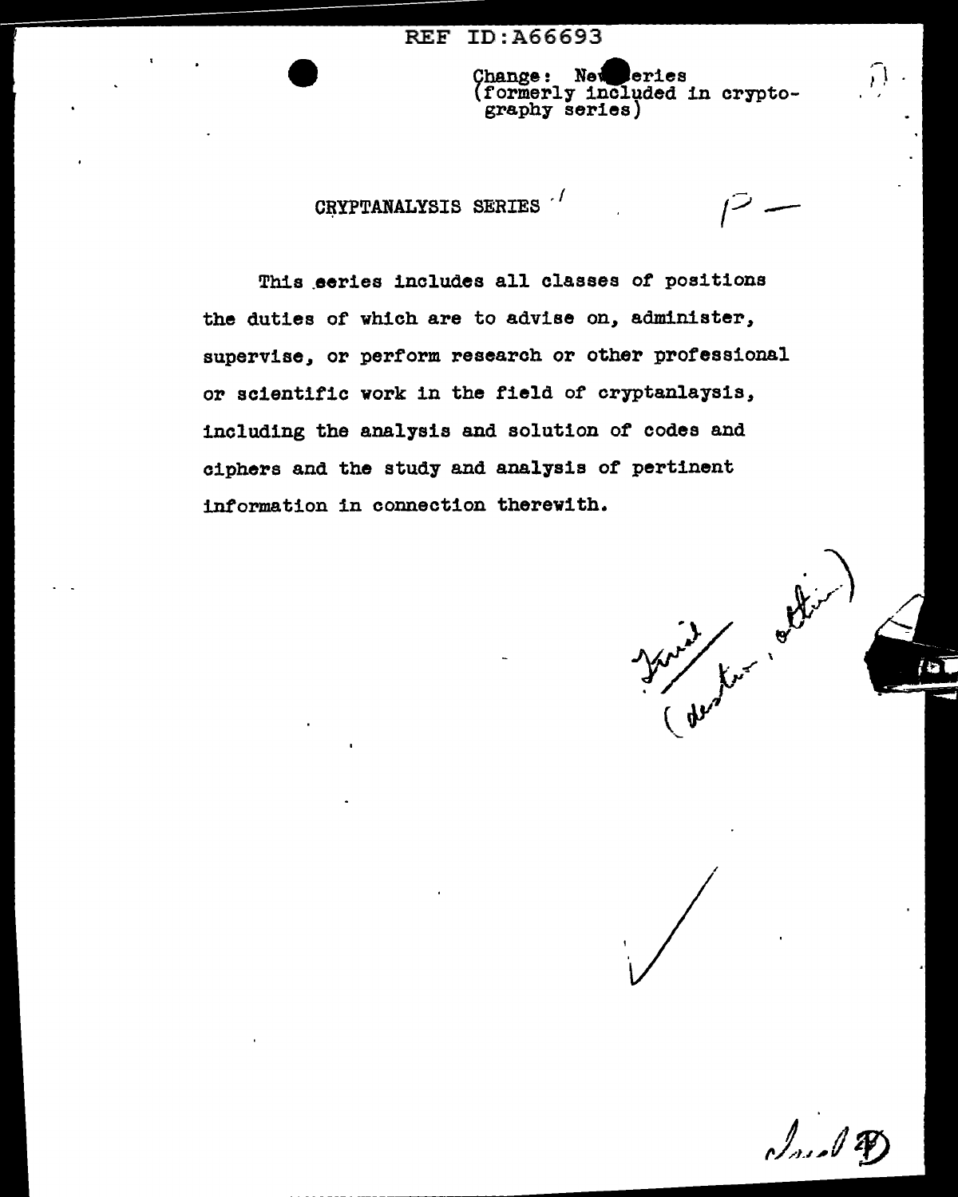Change: New Series
(formerly included in cryptography series)

## CRYPTANALYSIS SERIES

This series includes all classes of positions the duties of which are to advise on, administer, supervise, or perform research or other professional or scientific work in the field of cryptanlaysis, including the analysis and solution of codes and ciphers and the study and analysis of pertinent information in connection therewith.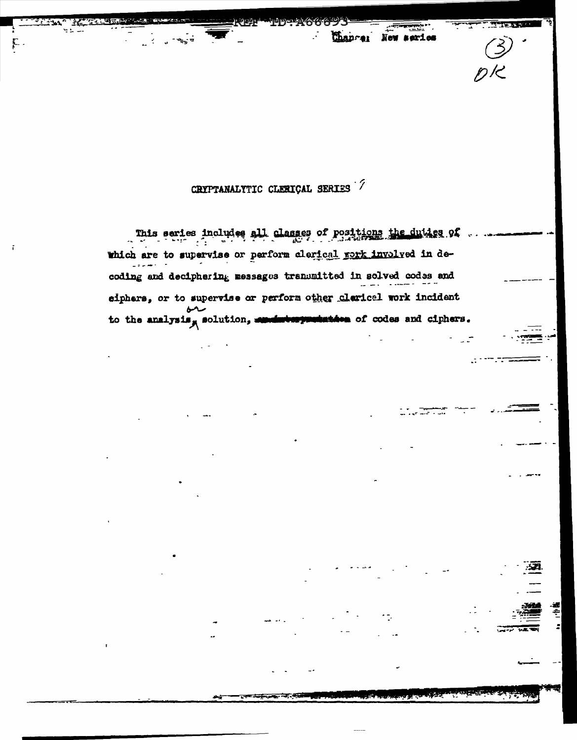Change: New series

(3)
OK

CRYPTANALYTIC CLERICAL SERIES

This series includes all classes of positions the duties of which are to supervise or perform clerical work involved in decoding and deciphering messages transmitted in solved codes and ciphers, or to supervise or perform other clerical work incident to the analysis or solution, of codes and ciphers.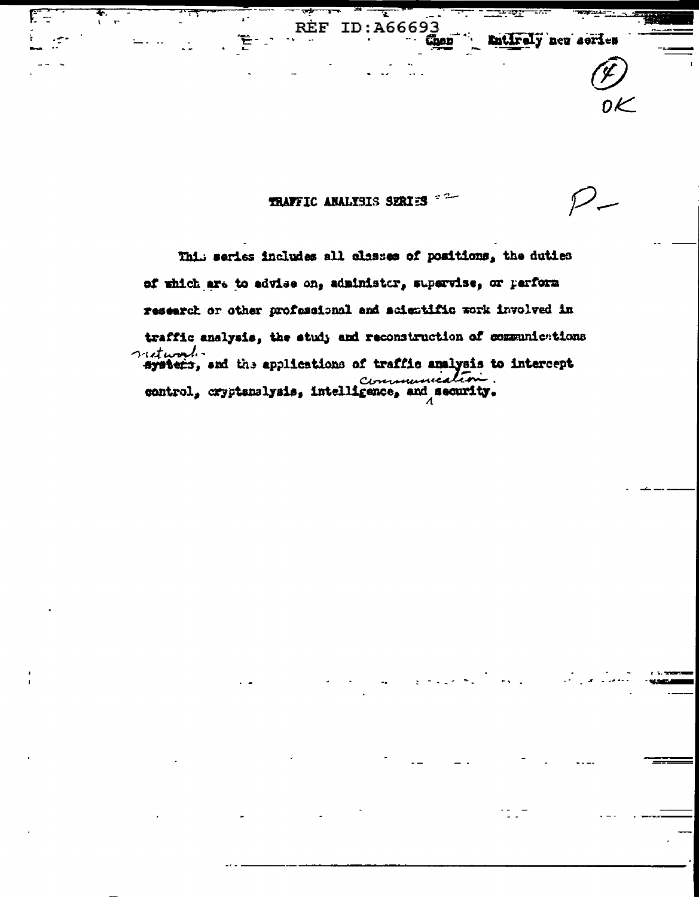Open Entirely new series

(4)
OK

## TRAFFIC ANALYSIS SERIES

P—

This series includes all classes of positions, the duties of which are to advise on, administer, supervise, or perform research or other professional and scientific work involved in traffic analysis, the study and reconstruction of communications ~~systems~~ networks, and the applications of traffic analysis to intercept control, cryptanalysis, intelligence, and communication security.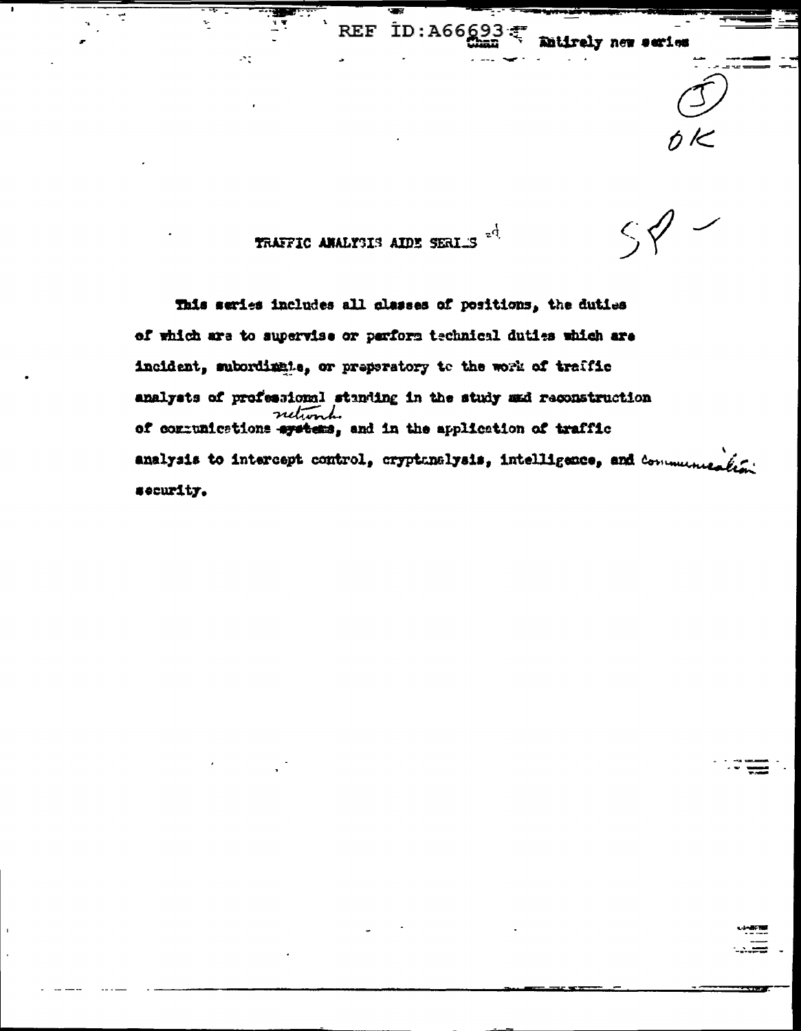Entirely new series

## TRAFFIC ANALYSIS AIDE SERIES

This series includes all classes of positions, the duties of which are to supervise or perform technical duties which are incident, subordinate, or preparatory to the work of traffic analysts of professional standing in the study and reconstruction of communications networks, and in the application of traffic analysis to intercept control, cryptanalysis, intelligence, and communication security.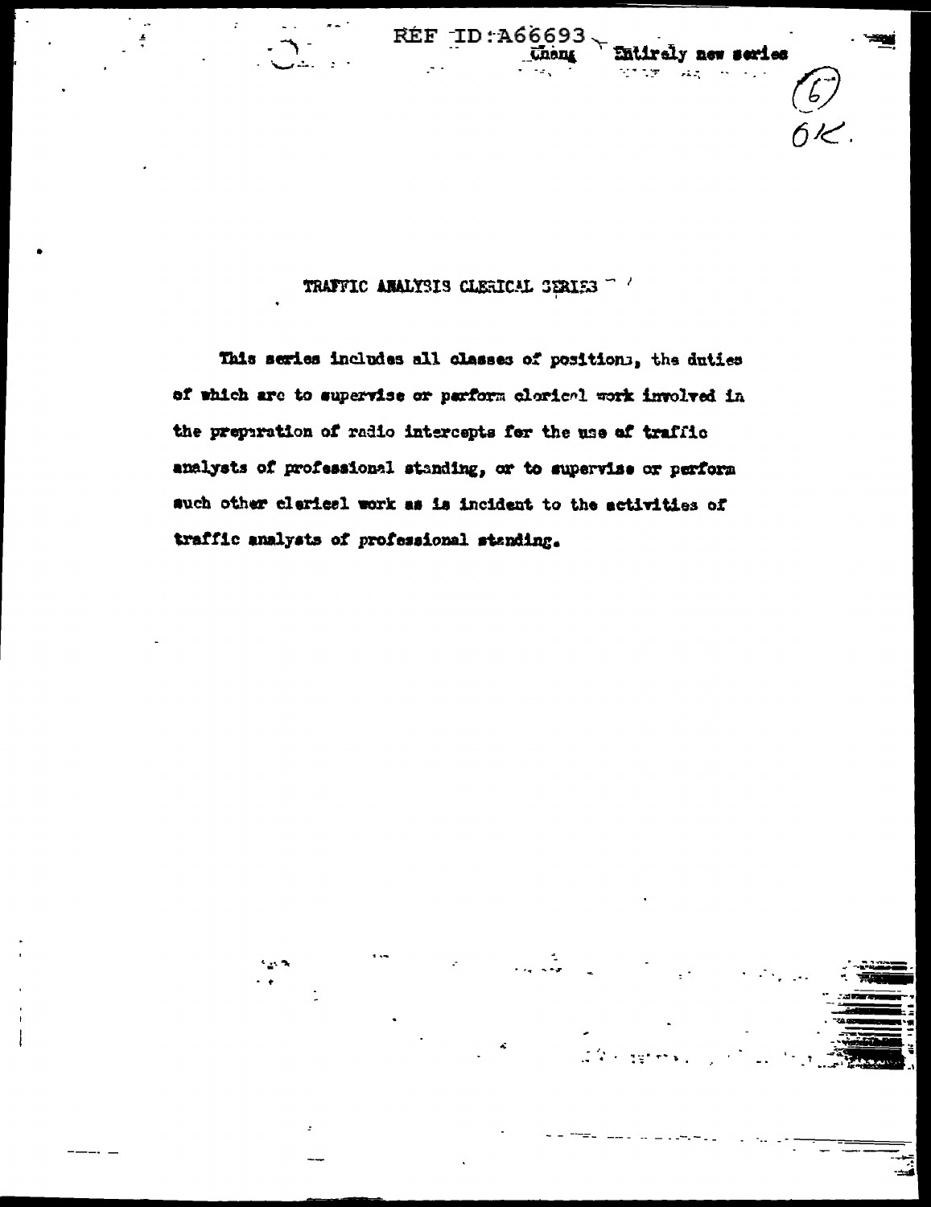REF ID:A66693

Chang — Entirely new series

(6)
6K.

# TRAFFIC ANALYSIS CLERICAL SERIES

This series includes all classes of positions, the duties of which are to supervise or perform clerical work involved in the preparation of radio intercepts for the use of traffic analysts of professional standing, or to supervise or perform such other clerical work as is incident to the activities of traffic analysts of professional standing.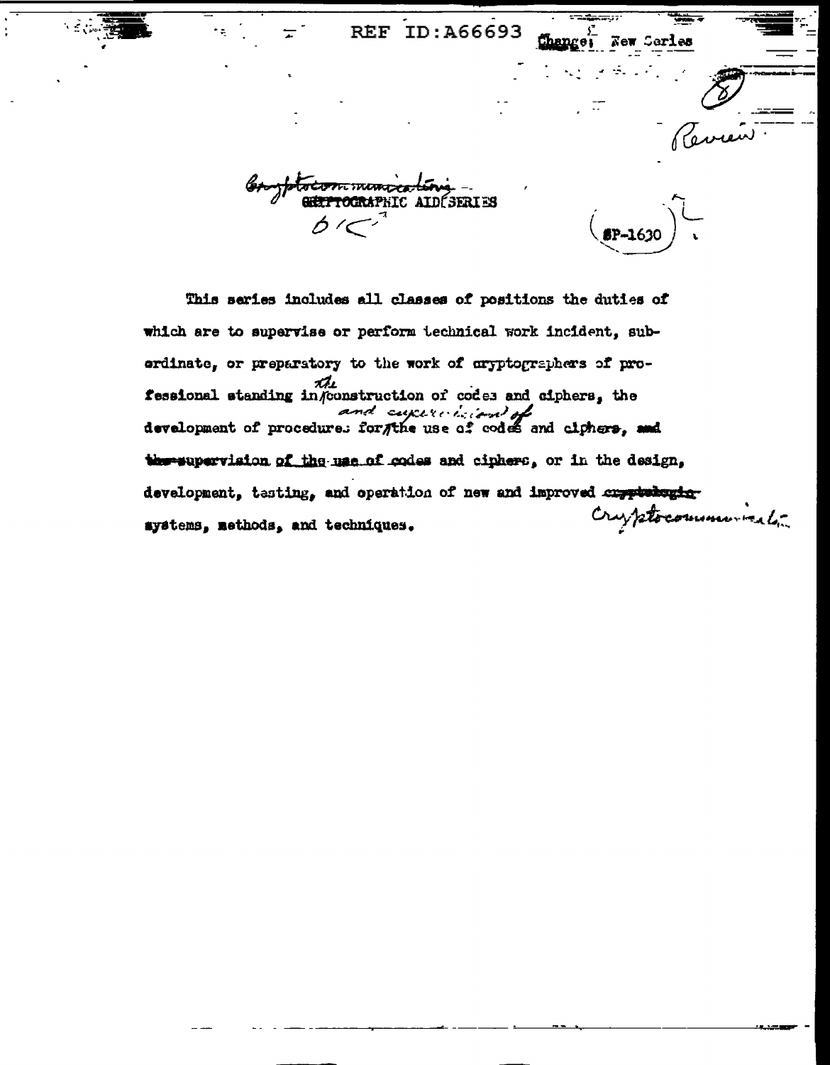Change: New Series

Review

Cryptocommunications
~~CRYPTOGRAPHIC~~ AID SERIES

6/<

SP-1630

This series includes all classes of positions the duties of which are to supervise or perform technical work incident, subordinate, or preparatory to the work of cryptographers of professional standing in the construction of codes and ciphers, the development of procedures for and supervision of the use of codes and ciphers, ~~and the supervision of the use of codes and ciphers~~, or in the design, development, testing, and operation of new and improved ~~cryptologic~~ Cryptocommunicat[ions] systems, methods, and techniques.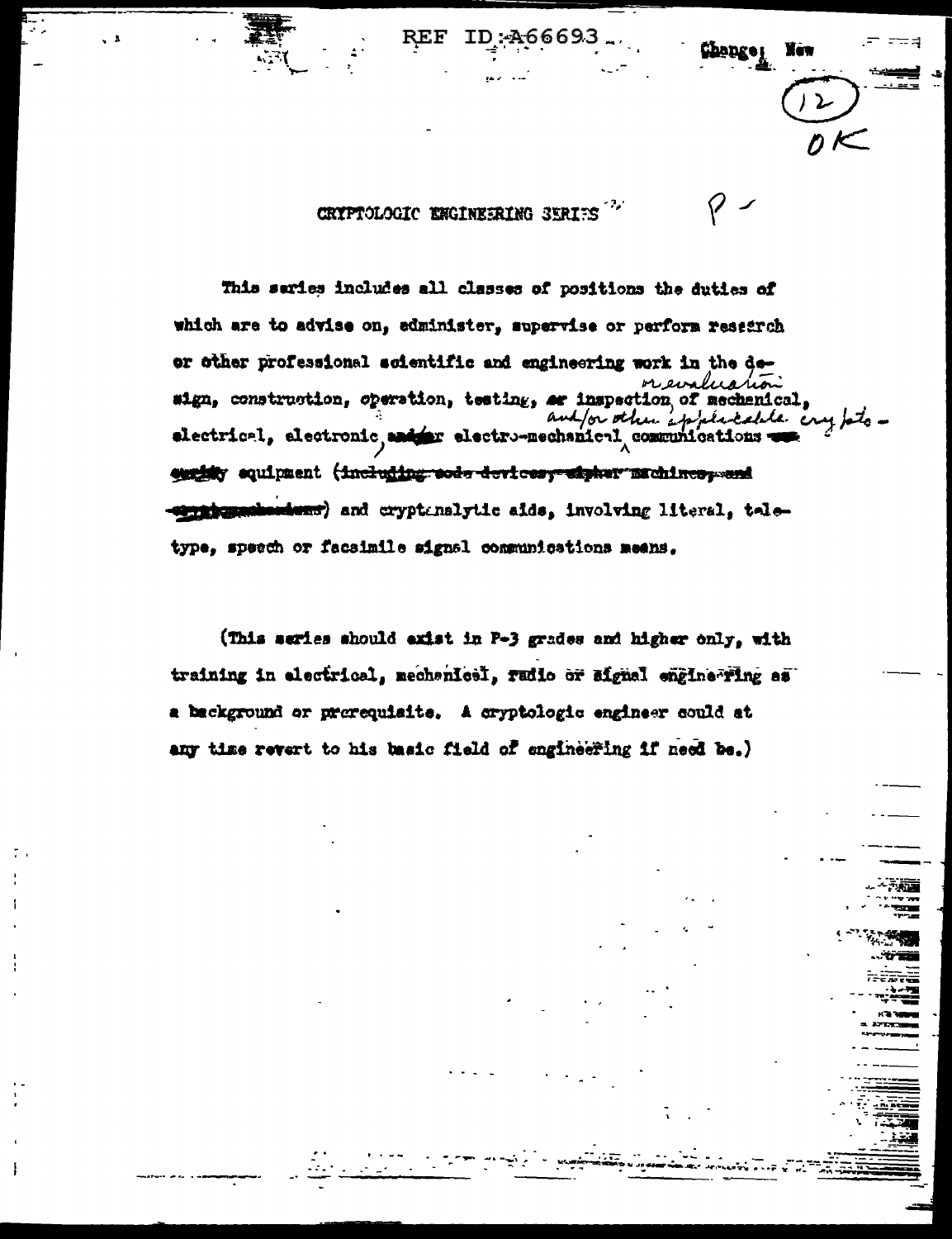CRYPTOLOGIC ENGINEERING SERIES

This series includes all classes of positions the duties of which are to advise on, administer, supervise or perform research or other professional scientific and engineering work in the design, construction, operation, testing, or inspection or evaluation of mechanical, electrical, electronic and/or electro-mechanical and/or other applicable cryptocommunications security equipment (including code devices, cipher machines, and cryptomechanisms) and cryptanalytic aids, involving literal, teletype, speech or facsimile signal communications means.

(This series should exist in P-3 grades and higher only, with training in electrical, mechanical, radio or signal engineering as a background or prerequisite. A cryptologic engineer could at any time revert to his basic field of engineering if need be.)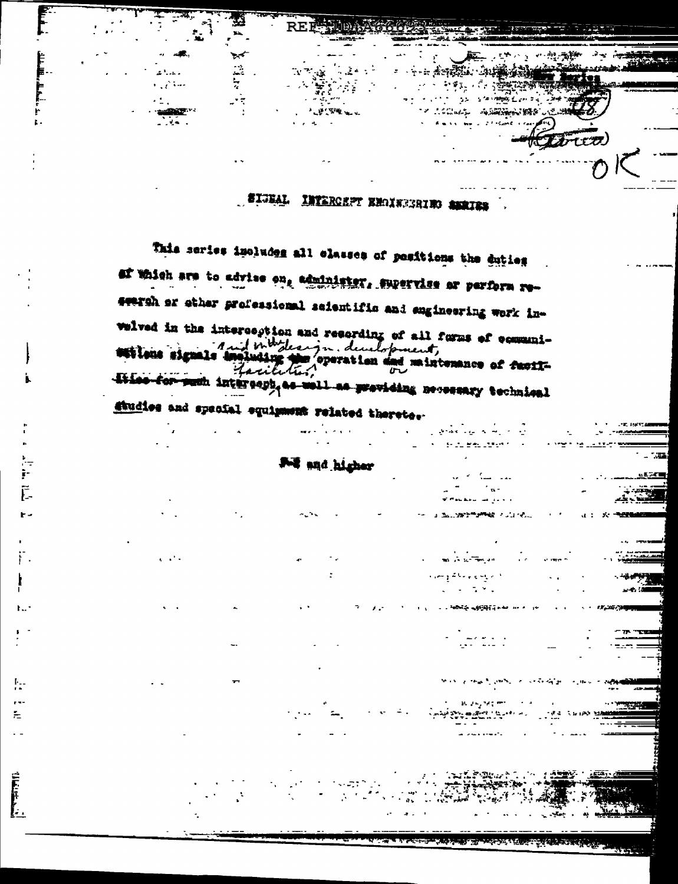## SIGNAL INTERCEPT ENGINEERING SERIES

This series includes all classes of positions the duties of which are to advise on, administer, supervise or perform research or other professional scientific and engineering work involved in the interception and recording of all forms of communications signals and in the design, development, operation or maintenance of facilities, as well as providing necessary technical studies and special equipment related thereto.

P-2 and higher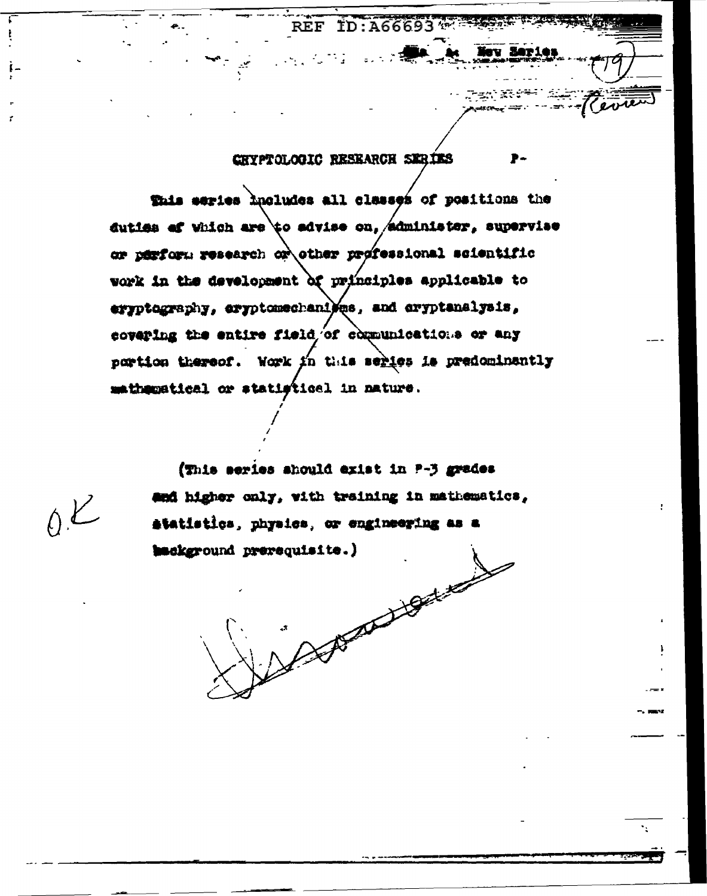New Series

(19)

Review

## CRYPTOLOGIC RESEARCH SERIES

P-

This series includes all classes of positions the duties of which are to advise on, administer, supervise or perform research or other professional scientific work in the development of principles applicable to cryptography, cryptomechanisms, and cryptanalysis, covering the entire field of communications or any portion thereof. Work in this series is predominantly mathematical or statistical in nature.

(This series should exist in P-3 grades and higher only, with training in mathematics, statistics, physics, or engineering as a background prerequisite.)

O.K.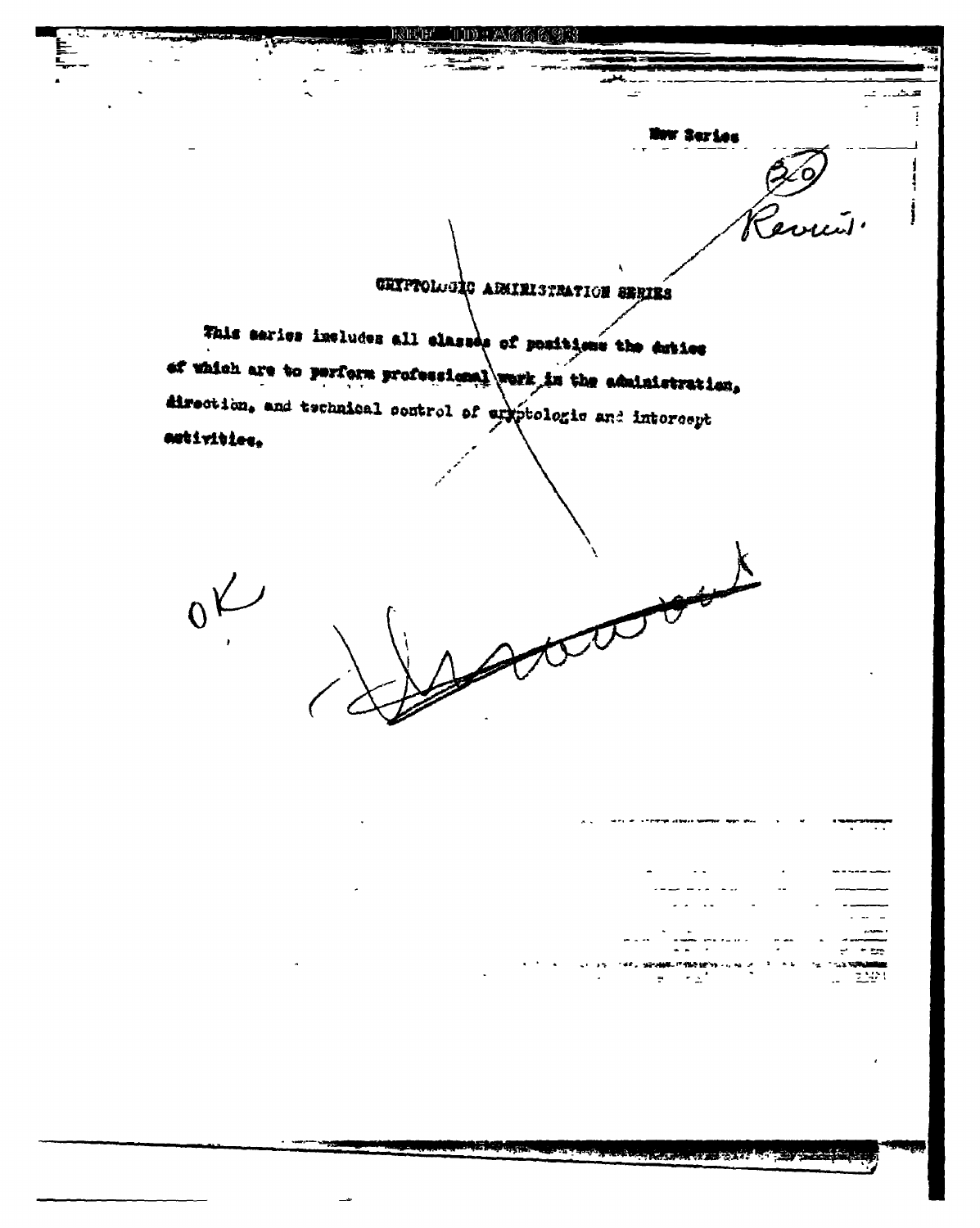New Series

(20)

Revised.

# CRYPTOLOGIC ADMINISTRATION SERIES

This series includes all classes of positions the duties of which are to perform professional work in the administration, direction, and technical control of cryptologic and intercept activities.

OK